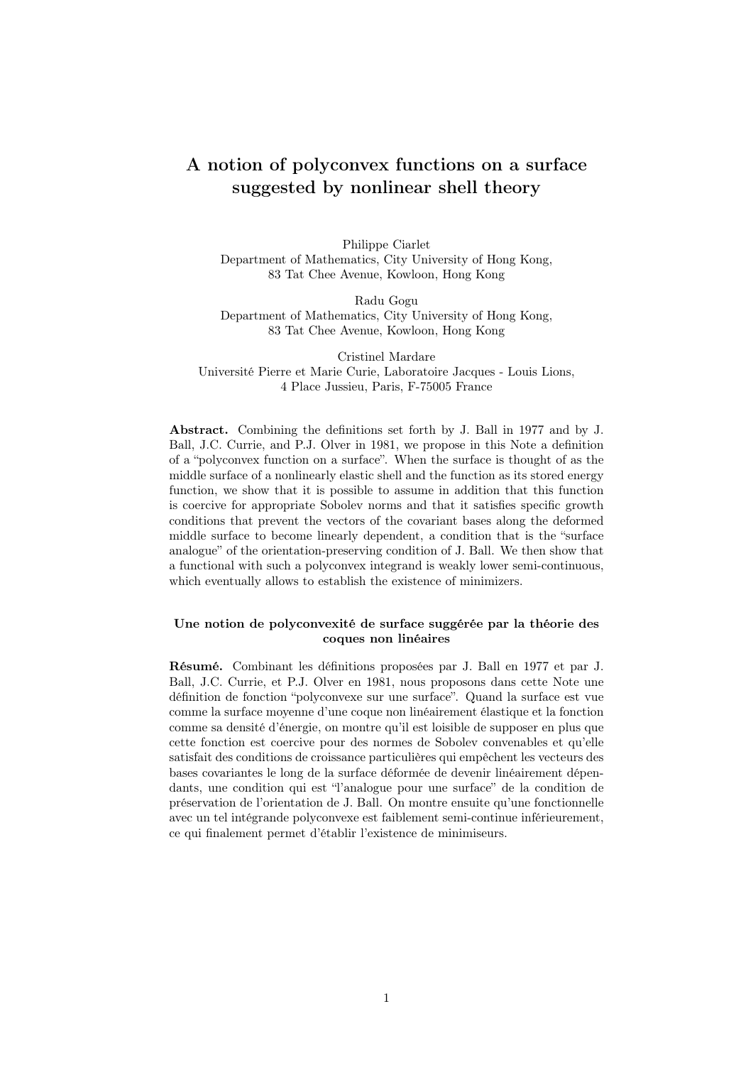# A notion of polyconvex functions on a surface suggested by nonlinear shell theory

Philippe Ciarlet
Department of Mathematics, City University of Hong Kong,
83 Tat Chee Avenue, Kowloon, Hong Kong

Radu Gogu
Department of Mathematics, City University of Hong Kong,
83 Tat Chee Avenue, Kowloon, Hong Kong

Cristinel Mardare
Université Pierre et Marie Curie, Laboratoire Jacques - Louis Lions,
4 Place Jussieu, Paris, F-75005 France

**Abstract.** Combining the definitions set forth by J. Ball in 1977 and by J. Ball, J.C. Currie, and P.J. Olver in 1981, we propose in this Note a definition of a "polyconvex function on a surface". When the surface is thought of as the middle surface of a nonlinearly elastic shell and the function as its stored energy function, we show that it is possible to assume in addition that this function is coercive for appropriate Sobolev norms and that it satisfies specific growth conditions that prevent the vectors of the covariant bases along the deformed middle surface to become linearly dependent, a condition that is the "surface analogue" of the orientation-preserving condition of J. Ball. We then show that a functional with such a polyconvex integrand is weakly lower semi-continuous, which eventually allows to establish the existence of minimizers.

#### Une notion de polyconvexité de surface suggérée par la théorie des coques non linéaires

**Résumé.** Combinant les définitions proposées par J. Ball en 1977 et par J. Ball, J.C. Currie, et P.J. Olver en 1981, nous proposons dans cette Note une définition de fonction "polyconvexe sur une surface". Quand la surface est vue comme la surface moyenne d'une coque non linéairement élastique et la fonction comme sa densité d'énergie, on montre qu'il est loisible de supposer en plus que cette fonction est coercive pour des normes de Sobolev convenables et qu'elle satisfait des conditions de croissance particulières qui empêchent les vecteurs des bases covariantes le long de la surface déformée de devenir linéairement dépendants, une condition qui est "l'analogue pour une surface" de la condition de préservation de l'orientation de J. Ball. On montre ensuite qu'une fonctionnelle avec un tel intégrande polyconvexe est faiblement semi-continue inférieurement, ce qui finalement permet d'établir l'existence de minimiseurs.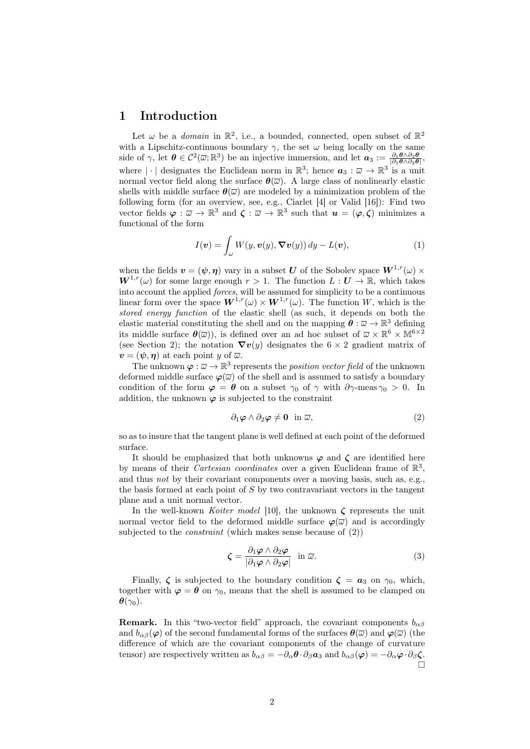# 1 Introduction

Let $\omega$ be a *domain* in $\mathbb{R}^2$, i.e., a bounded, connected, open subset of $\mathbb{R}^2$ with a Lipschitz-continuous boundary $\gamma$, the set $\omega$ being locally on the same side of $\gamma$, let $\boldsymbol{\theta} \in \mathcal{C}^2(\overline{\omega}; \mathbb{R}^3)$ be an injective immersion, and let $\boldsymbol{a}_3 := \frac{\partial_1 \boldsymbol{\theta} \wedge \partial_2 \boldsymbol{\theta}}{|\partial_1 \boldsymbol{\theta} \wedge \partial_2 \boldsymbol{\theta}|}$, where $|\cdot|$ designates the Euclidean norm in $\mathbb{R}^3$; hence $\boldsymbol{a}_3 : \overline{\omega} \to \mathbb{R}^3$ is a unit normal vector field along the surface $\boldsymbol{\theta}(\overline{\omega})$. A large class of nonlinearly elastic shells with middle surface $\boldsymbol{\theta}(\overline{\omega})$ are modeled by a minimization problem of the following form (for an overview, see, e.g., Ciarlet [4] or Valid [16]): Find two vector fields $\boldsymbol{\varphi} : \overline{\omega} \to \mathbb{R}^3$ and $\boldsymbol{\zeta} : \overline{\omega} \to \mathbb{R}^3$ such that $\boldsymbol{u} = (\boldsymbol{\varphi}, \boldsymbol{\zeta})$ minimizes a functional of the form

$$I(\boldsymbol{v}) = \int_\omega W(y, \boldsymbol{v}(y), \boldsymbol{\nabla} \boldsymbol{v}(y))\, dy - L(\boldsymbol{v}), \tag{1}$$

when the fields $\boldsymbol{v} = (\boldsymbol{\psi}, \boldsymbol{\eta})$ vary in a subset $\boldsymbol{U}$ of the Sobolev space $\boldsymbol{W}^{1,r}(\omega) \times \boldsymbol{W}^{1,r}(\omega)$ for some large enough $r > 1$. The function $L : \boldsymbol{U} \to \mathbb{R}$, which takes into account the applied *forces*, will be assumed for simplicity to be a continuous linear form over the space $\boldsymbol{W}^{1,r}(\omega) \times \boldsymbol{W}^{1,r}(\omega)$. The function $W$, which is the *stored energy function* of the elastic shell (as such, it depends on both the elastic material constituting the shell and on the mapping $\boldsymbol{\theta} : \overline{\omega} \to \mathbb{R}^3$ defining its middle surface $\boldsymbol{\theta}(\overline{\omega})$), is defined over an ad hoc subset of $\overline{\omega} \times \mathbb{R}^6 \times \mathbb{M}^{6\times 2}$ (see Section 2); the notation $\boldsymbol{\nabla} \boldsymbol{v}(y)$ designates the $6 \times 2$ gradient matrix of $\boldsymbol{v} = (\boldsymbol{\psi}, \boldsymbol{\eta})$ at each point $y$ of $\overline{\omega}$.

The unknown $\boldsymbol{\varphi} : \overline{\omega} \to \mathbb{R}^3$ represents the *position vector field* of the unknown deformed middle surface $\boldsymbol{\varphi}(\overline{\omega})$ of the shell and is assumed to satisfy a boundary condition of the form $\boldsymbol{\varphi} = \boldsymbol{\theta}$ on a subset $\gamma_0$ of $\gamma$ with $\partial\gamma\text{-meas}\, \gamma_0 > 0$. In addition, the unknown $\boldsymbol{\varphi}$ is subjected to the constraint

$$\partial_1 \boldsymbol{\varphi} \wedge \partial_2 \boldsymbol{\varphi} \neq \boldsymbol{0} \quad \text{in } \overline{\omega}, \tag{2}$$

so as to insure that the tangent plane is well defined at each point of the deformed surface.

It should be emphasized that both unknowns $\boldsymbol{\varphi}$ and $\boldsymbol{\zeta}$ are identified here by means of their *Cartesian coordinates* over a given Euclidean frame of $\mathbb{R}^3$, and thus *not* by their covariant components over a moving basis, such as, e.g., the basis formed at each point of $S$ by two contravariant vectors in the tangent plane and a unit normal vector.

In the well-known *Koiter model* [10], the unknown $\boldsymbol{\zeta}$ represents the unit normal vector field to the deformed middle surface $\boldsymbol{\varphi}(\overline{\omega})$ and is accordingly subjected to the *constraint* (which makes sense because of (2))

$$\boldsymbol{\zeta} = \frac{\partial_1 \boldsymbol{\varphi} \wedge \partial_2 \boldsymbol{\varphi}}{|\partial_1 \boldsymbol{\varphi} \wedge \partial_2 \boldsymbol{\varphi}|} \quad \text{in } \overline{\omega}. \tag{3}$$

Finally, $\boldsymbol{\zeta}$ is subjected to the boundary condition $\boldsymbol{\zeta} = \boldsymbol{a}_3$ on $\gamma_0$, which, together with $\boldsymbol{\varphi} = \boldsymbol{\theta}$ on $\gamma_0$, means that the shell is assumed to be clamped on $\boldsymbol{\theta}(\gamma_0)$.

**Remark.** In this "two-vector field" approach, the covariant components $b_{\alpha\beta}$ and $b_{\alpha\beta}(\boldsymbol{\varphi})$ of the second fundamental forms of the surfaces $\boldsymbol{\theta}(\overline{\omega})$ and $\boldsymbol{\varphi}(\overline{\omega})$ (the difference of which are the covariant components of the change of curvature tensor) are respectively written as $b_{\alpha\beta} = -\partial_\alpha \boldsymbol{\theta} \cdot \partial_\beta \boldsymbol{a}_3$ and $b_{\alpha\beta}(\boldsymbol{\varphi}) = -\partial_\alpha \boldsymbol{\varphi} \cdot \partial_\beta \boldsymbol{\zeta}$. □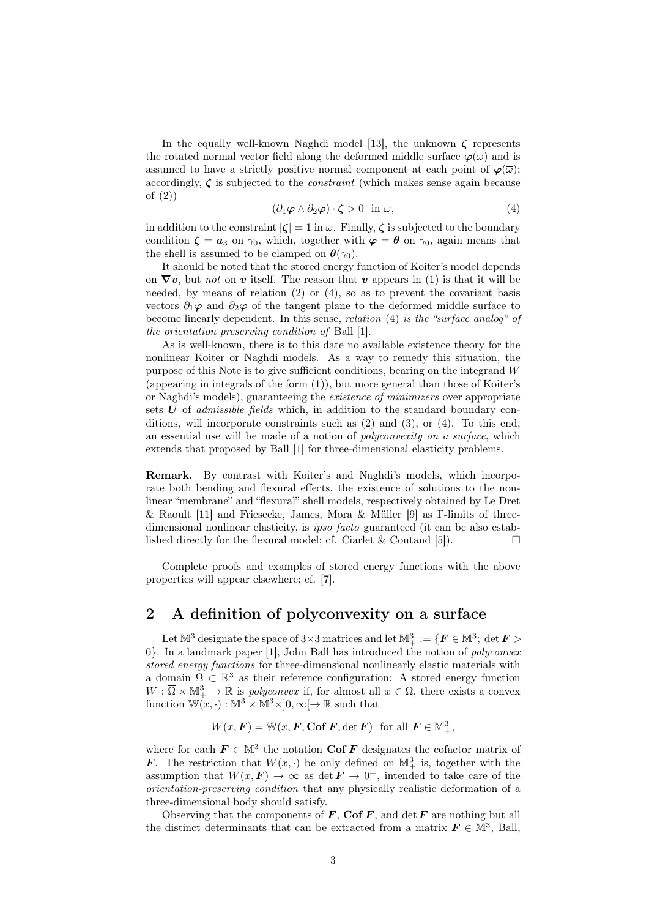In the equally well-known Naghdi model [13], the unknown $\boldsymbol{\zeta}$ represents the rotated normal vector field along the deformed middle surface $\boldsymbol{\varphi}(\overline{\omega})$ and is assumed to have a strictly positive normal component at each point of $\boldsymbol{\varphi}(\overline{\omega})$; accordingly, $\boldsymbol{\zeta}$ is subjected to the *constraint* (which makes sense again because of (2))

$$(\partial_1 \boldsymbol{\varphi} \wedge \partial_2 \boldsymbol{\varphi}) \cdot \boldsymbol{\zeta} > 0 \quad \text{in } \overline{\omega}, \tag{4}$$

in addition to the constraint $|\boldsymbol{\zeta}| = 1$ in $\overline{\omega}$. Finally, $\boldsymbol{\zeta}$ is subjected to the boundary condition $\boldsymbol{\zeta} = \boldsymbol{a}_3$ on $\gamma_0$, which, together with $\boldsymbol{\varphi} = \boldsymbol{\theta}$ on $\gamma_0$, again means that the shell is assumed to be clamped on $\boldsymbol{\theta}(\gamma_0)$.

It should be noted that the stored energy function of Koiter's model depends on $\boldsymbol{\nabla v}$, but *not* on $\boldsymbol{v}$ itself. The reason that $\boldsymbol{v}$ appears in (1) is that it will be needed, by means of relation (2) or (4), so as to prevent the covariant basis vectors $\partial_1 \boldsymbol{\varphi}$ and $\partial_2 \boldsymbol{\varphi}$ of the tangent plane to the deformed middle surface to become linearly dependent. In this sense, *relation* (4) *is the "surface analog" of the orientation preserving condition of* Ball [1].

As is well-known, there is to this date no available existence theory for the nonlinear Koiter or Naghdi models. As a way to remedy this situation, the purpose of this Note is to give sufficient conditions, bearing on the integrand $W$ (appearing in integrals of the form (1)), but more general than those of Koiter's or Naghdi's models), guaranteeing the *existence of minimizers* over appropriate sets $\boldsymbol{U}$ of *admissible fields* which, in addition to the standard boundary conditions, will incorporate constraints such as (2) and (3), or (4). To this end, an essential use will be made of a notion of *polyconvexity on a surface*, which extends that proposed by Ball [1] for three-dimensional elasticity problems.

**Remark.** By contrast with Koiter's and Naghdi's models, which incorporate both bending and flexural effects, the existence of solutions to the nonlinear "membrane" and "flexural" shell models, respectively obtained by Le Dret & Raoult [11] and Friesecke, James, Mora & Müller [9] as Γ-limits of three-dimensional nonlinear elasticity, is *ipso facto* guaranteed (it can be also established directly for the flexural model; cf. Ciarlet & Coutand [5]). □

Complete proofs and examples of stored energy functions with the above properties will appear elsewhere; cf. [7].

## 2 A definition of polyconvexity on a surface

Let $\mathbb{M}^3$ designate the space of $3\times 3$ matrices and let $\mathbb{M}^3_+ := \{\boldsymbol{F} \in \mathbb{M}^3; \det \boldsymbol{F} > 0\}$. In a landmark paper [1], John Ball has introduced the notion of *polyconvex stored energy functions* for three-dimensional nonlinearly elastic materials with a domain $\Omega \subset \mathbb{R}^3$ as their reference configuration: A stored energy function $W : \overline{\Omega} \times \mathbb{M}^3_+ \to \mathbb{R}$ is *polyconvex* if, for almost all $x \in \Omega$, there exists a convex function $\mathbb{W}(x, \cdot) : \mathbb{M}^3 \times \mathbb{M}^3 \times ]0, \infty[ \to \mathbb{R}$ such that

$$W(x, \boldsymbol{F}) = \mathbb{W}(x, \boldsymbol{F}, \mathbf{Cof}\, \boldsymbol{F}, \det \boldsymbol{F}) \quad \text{for all } \boldsymbol{F} \in \mathbb{M}^3_+,$$

where for each $\boldsymbol{F} \in \mathbb{M}^3$ the notation $\mathbf{Cof}\, \boldsymbol{F}$ designates the cofactor matrix of $\boldsymbol{F}$. The restriction that $W(x, \cdot)$ be only defined on $\mathbb{M}^3_+$ is, together with the assumption that $W(x, \boldsymbol{F}) \to \infty$ as $\det \boldsymbol{F} \to 0^+$, intended to take care of the *orientation-preserving condition* that any physically realistic deformation of a three-dimensional body should satisfy.

Observing that the components of $\boldsymbol{F}$, $\mathbf{Cof}\, \boldsymbol{F}$, and $\det \boldsymbol{F}$ are nothing but all the distinct determinants that can be extracted from a matrix $\boldsymbol{F} \in \mathbb{M}^3$, Ball,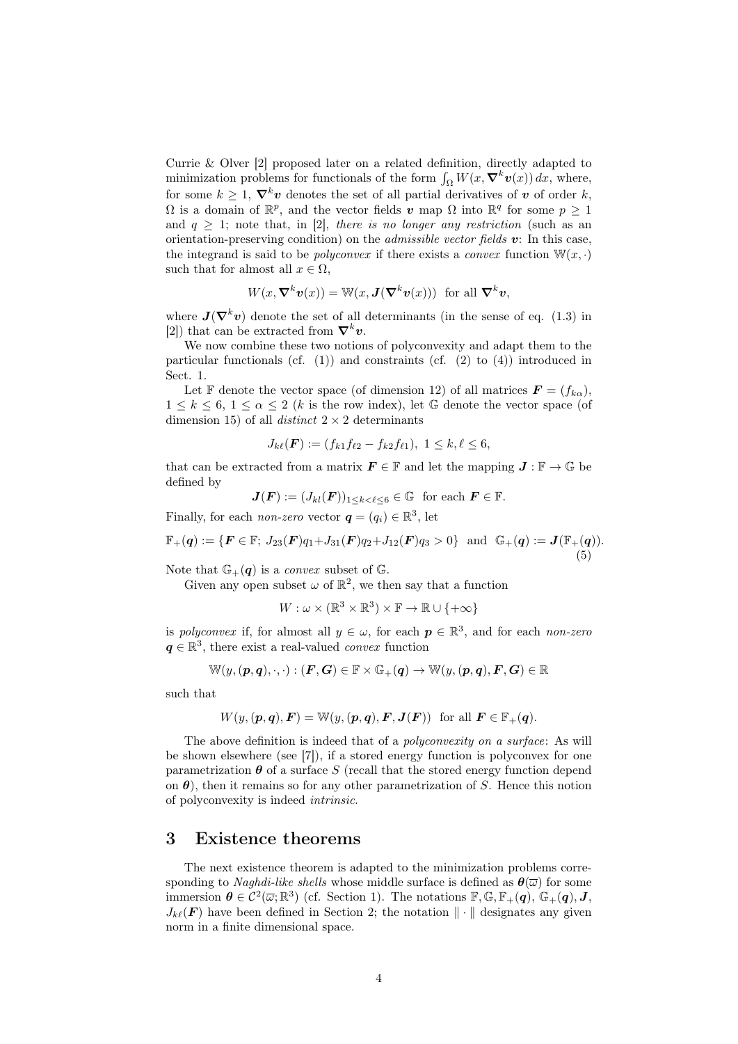Currie & Olver [2] proposed later on a related definition, directly adapted to minimization problems for functionals of the form $\int_\Omega W(x, \boldsymbol{\nabla}^k \boldsymbol{v}(x))\,dx$, where, for some $k \geq 1$, $\boldsymbol{\nabla}^k \boldsymbol{v}$ denotes the set of all partial derivatives of $\boldsymbol{v}$ of order $k$, $\Omega$ is a domain of $\mathbb{R}^p$, and the vector fields $\boldsymbol{v}$ map $\Omega$ into $\mathbb{R}^q$ for some $p \geq 1$ and $q \geq 1$; note that, in [2], *there is no longer any restriction* (such as an orientation-preserving condition) on the *admissible vector fields* $\boldsymbol{v}$: In this case, the integrand is said to be *polyconvex* if there exists a *convex* function $\mathbb{W}(x, \cdot)$ such that for almost all $x \in \Omega$,

$$W(x, \boldsymbol{\nabla}^k \boldsymbol{v}(x)) = \mathbb{W}(x, \boldsymbol{J}(\boldsymbol{\nabla}^k \boldsymbol{v}(x))) \ \text{ for all } \boldsymbol{\nabla}^k \boldsymbol{v},$$

where $\boldsymbol{J}(\boldsymbol{\nabla}^k \boldsymbol{v})$ denote the set of all determinants (in the sense of eq. (1.3) in [2]) that can be extracted from $\boldsymbol{\nabla}^k \boldsymbol{v}$.

We now combine these two notions of polyconvexity and adapt them to the particular functionals (cf. (1)) and constraints (cf. (2) to (4)) introduced in Sect. 1.

Let $\mathbb{F}$ denote the vector space (of dimension 12) of all matrices $\boldsymbol{F} = (f_{k\alpha})$, $1 \leq k \leq 6$, $1 \leq \alpha \leq 2$ ($k$ is the row index), let $\mathbb{G}$ denote the vector space (of dimension 15) of all *distinct* $2 \times 2$ determinants

$$J_{k\ell}(\boldsymbol{F}) := (f_{k1} f_{\ell 2} - f_{k2} f_{\ell 1}),\ 1 \leq k, \ell \leq 6,$$

that can be extracted from a matrix $\boldsymbol{F} \in \mathbb{F}$ and let the mapping $\boldsymbol{J} : \mathbb{F} \to \mathbb{G}$ be defined by

$$\boldsymbol{J}(\boldsymbol{F}) := (J_{kl}(\boldsymbol{F}))_{1 \leq k < \ell \leq 6} \in \mathbb{G} \ \text{ for each } \boldsymbol{F} \in \mathbb{F}.$$

Finally, for each *non-zero* vector $\boldsymbol{q} = (q_i) \in \mathbb{R}^3$, let

$$\mathbb{F}_+(\boldsymbol{q}) := \{\boldsymbol{F} \in \mathbb{F};\ J_{23}(\boldsymbol{F}) q_1 + J_{31}(\boldsymbol{F}) q_2 + J_{12}(\boldsymbol{F}) q_3 > 0\} \ \text{ and } \ \mathbb{G}_+(\boldsymbol{q}) := \boldsymbol{J}(\mathbb{F}_+(\boldsymbol{q})). \tag{5}$$

Note that $\mathbb{G}_+(\boldsymbol{q})$ is a *convex* subset of $\mathbb{G}$.

Given any open subset $\omega$ of $\mathbb{R}^2$, we then say that a function

$$W : \omega \times (\mathbb{R}^3 \times \mathbb{R}^3) \times \mathbb{F} \to \mathbb{R} \cup \{+\infty\}$$

is *polyconvex* if, for almost all $y \in \omega$, for each $\boldsymbol{p} \in \mathbb{R}^3$, and for each *non-zero* $\boldsymbol{q} \in \mathbb{R}^3$, there exist a real-valued *convex* function

$$\mathbb{W}(y, (\boldsymbol{p}, \boldsymbol{q}), \cdot, \cdot) : (\boldsymbol{F}, \boldsymbol{G}) \in \mathbb{F} \times \mathbb{G}_+(\boldsymbol{q}) \to \mathbb{W}(y, (\boldsymbol{p}, \boldsymbol{q}), \boldsymbol{F}, \boldsymbol{G}) \in \mathbb{R}$$

such that

$$W(y, (\boldsymbol{p}, \boldsymbol{q}), \boldsymbol{F}) = \mathbb{W}(y, (\boldsymbol{p}, \boldsymbol{q}), \boldsymbol{F}, \boldsymbol{J}(\boldsymbol{F})) \ \text{ for all } \boldsymbol{F} \in \mathbb{F}_+(\boldsymbol{q}).$$

The above definition is indeed that of a *polyconvexity on a surface*: As will be shown elsewhere (see [7]), if a stored energy function is polyconvex for one parametrization $\boldsymbol{\theta}$ of a surface $S$ (recall that the stored energy function depend on $\boldsymbol{\theta}$), then it remains so for any other parametrization of $S$. Hence this notion of polyconvexity is indeed *intrinsic*.

## 3 Existence theorems

The next existence theorem is adapted to the minimization problems corresponding to *Naghdi-like shells* whose middle surface is defined as $\boldsymbol{\theta}(\overline{\omega})$ for some immersion $\boldsymbol{\theta} \in \mathcal{C}^2(\overline{\omega}; \mathbb{R}^3)$ (cf. Section 1). The notations $\mathbb{F}, \mathbb{G}, \mathbb{F}_+(\boldsymbol{q})$, $\mathbb{G}_+(\boldsymbol{q})$, $\boldsymbol{J}$, $J_{k\ell}(\boldsymbol{F})$ have been defined in Section 2; the notation $\|\cdot\|$ designates any given norm in a finite dimensional space.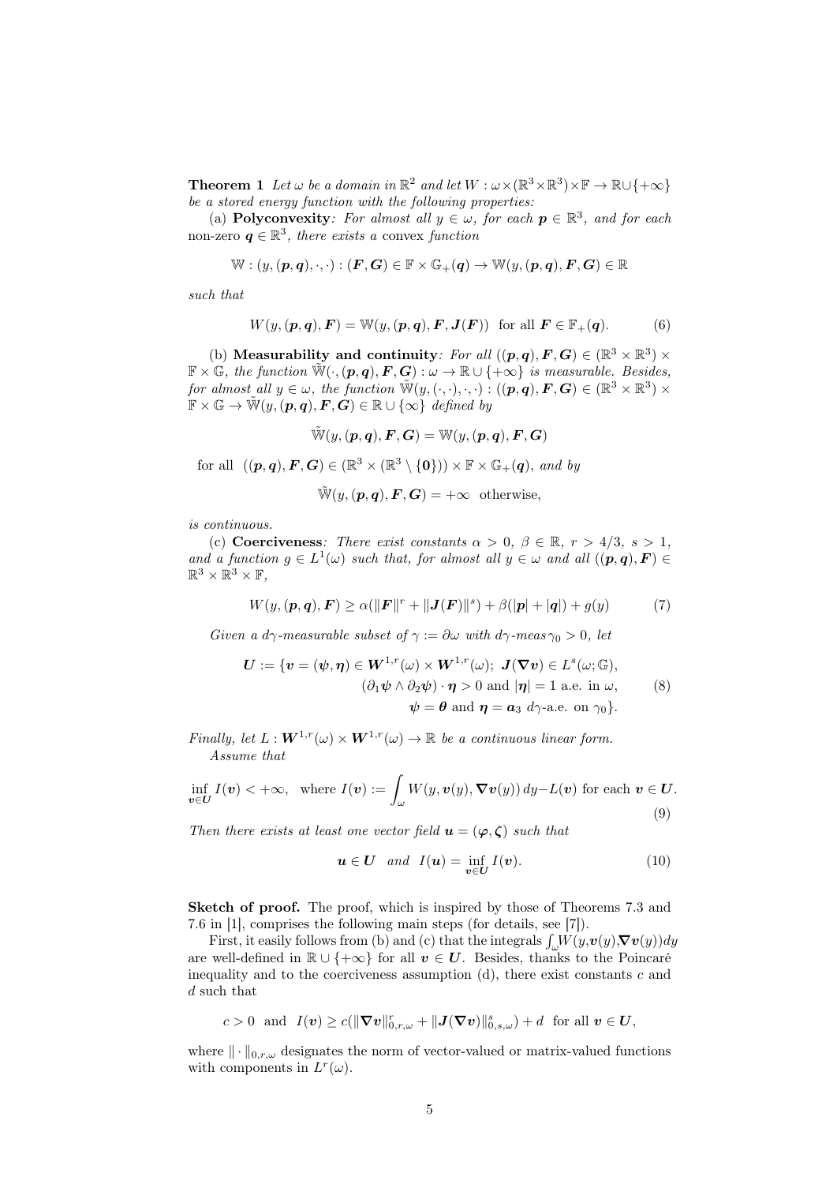**Theorem 1** *Let $\omega$ be a domain in $\mathbb{R}^2$ and let $W : \omega \times (\mathbb{R}^3 \times \mathbb{R}^3) \times \mathbb{F} \to \mathbb{R} \cup \{+\infty\}$ be a stored energy function with the following properties:*

(a) **Polyconvexity**: *For almost all $y \in \omega$, for each $\boldsymbol{p} \in \mathbb{R}^3$, and for each* non-zero $\boldsymbol{q} \in \mathbb{R}^3$, *there exists a* convex *function*

$$\mathbb{W} : (y, (\boldsymbol{p}, \boldsymbol{q}), \cdot, \cdot) : (\boldsymbol{F}, \boldsymbol{G}) \in \mathbb{F} \times \mathbb{G}_+(\boldsymbol{q}) \to \mathbb{W}(y, (\boldsymbol{p}, \boldsymbol{q}), \boldsymbol{F}, \boldsymbol{G}) \in \mathbb{R}$$

*such that*

$$W(y, (\boldsymbol{p}, \boldsymbol{q}), \boldsymbol{F}) = \mathbb{W}(y, (\boldsymbol{p}, \boldsymbol{q}), \boldsymbol{F}, \boldsymbol{J}(\boldsymbol{F})) \ \text{ for all } \boldsymbol{F} \in \mathbb{F}_+(\boldsymbol{q}). \tag{6}$$

(b) **Measurability and continuity**: *For all $((\boldsymbol{p}, \boldsymbol{q}), \boldsymbol{F}, \boldsymbol{G}) \in (\mathbb{R}^3 \times \mathbb{R}^3) \times \mathbb{F} \times \mathbb{G}$, the function $\tilde{\mathbb{W}}(\cdot, (\boldsymbol{p}, \boldsymbol{q}), \boldsymbol{F}, \boldsymbol{G}) : \omega \to \mathbb{R} \cup \{+\infty\}$ is measurable. Besides, for almost all $y \in \omega$, the function $\tilde{\mathbb{W}}(y, (\cdot, \cdot), \cdot, \cdot) : ((\boldsymbol{p}, \boldsymbol{q}), \boldsymbol{F}, \boldsymbol{G}) \in (\mathbb{R}^3 \times \mathbb{R}^3) \times \mathbb{F} \times \mathbb{G} \to \tilde{\mathbb{W}}(y, (\boldsymbol{p}, \boldsymbol{q}), \boldsymbol{F}, \boldsymbol{G}) \in \mathbb{R} \cup \{\infty\}$ defined by*

$$\tilde{\mathbb{W}}(y, (\boldsymbol{p}, \boldsymbol{q}), \boldsymbol{F}, \boldsymbol{G}) = \mathbb{W}(y, (\boldsymbol{p}, \boldsymbol{q}), \boldsymbol{F}, \boldsymbol{G})$$

for all $((\boldsymbol{p}, \boldsymbol{q}), \boldsymbol{F}, \boldsymbol{G}) \in (\mathbb{R}^3 \times (\mathbb{R}^3 \setminus \{\boldsymbol{0}\})) \times \mathbb{F} \times \mathbb{G}_+(\boldsymbol{q})$, *and by*

$$\tilde{\mathbb{W}}(y, (\boldsymbol{p}, \boldsymbol{q}), \boldsymbol{F}, \boldsymbol{G}) = +\infty \ \text{ otherwise,}$$

*is continuous.*

(c) **Coerciveness**: *There exist constants $\alpha > 0$, $\beta \in \mathbb{R}$, $r > 4/3$, $s > 1$, and a function $g \in L^1(\omega)$ such that, for almost all $y \in \omega$ and all $((\boldsymbol{p}, \boldsymbol{q}), \boldsymbol{F}) \in \mathbb{R}^3 \times \mathbb{R}^3 \times \mathbb{F}$,*

$$W(y, (\boldsymbol{p}, \boldsymbol{q}), \boldsymbol{F}) \geq \alpha(\|\boldsymbol{F}\|^r + \|\boldsymbol{J}(\boldsymbol{F})\|^s) + \beta(|\boldsymbol{p}| + |\boldsymbol{q}|) + g(y) \tag{7}$$

*Given a $d\gamma$-measurable subset of $\gamma := \partial\omega$ with $d\gamma$-meas $\gamma_0 > 0$, let*

$$\begin{aligned} \boldsymbol{U} := \{\boldsymbol{v} = (\boldsymbol{\psi}, \boldsymbol{\eta}) \in \boldsymbol{W}^{1,r}(\omega) \times \boldsymbol{W}^{1,r}(\omega);\ \boldsymbol{J}(\boldsymbol{\nabla v}) \in L^s(\omega; \mathbb{G}), \\ (\partial_1 \boldsymbol{\psi} \wedge \partial_2 \boldsymbol{\psi}) \cdot \boldsymbol{\eta} > 0 \text{ and } |\boldsymbol{\eta}| = 1 \text{ a.e. in } \omega, \\ \boldsymbol{\psi} = \boldsymbol{\theta} \text{ and } \boldsymbol{\eta} = \boldsymbol{a}_3 \ d\gamma\text{-a.e. on } \gamma_0\}. \end{aligned} \tag{8}$$

*Finally, let $L : \boldsymbol{W}^{1,r}(\omega) \times \boldsymbol{W}^{1,r}(\omega) \to \mathbb{R}$ be a continuous linear form.*

*Assume that*

$$\inf_{\boldsymbol{v} \in \boldsymbol{U}} I(\boldsymbol{v}) < +\infty, \ \text{ where } I(\boldsymbol{v}) := \int_\omega W(y, \boldsymbol{v}(y), \boldsymbol{\nabla v}(y))\, dy - L(\boldsymbol{v}) \text{ for each } \boldsymbol{v} \in \boldsymbol{U}. \tag{9}$$

*Then there exists at least one vector field $\boldsymbol{u} = (\boldsymbol{\varphi}, \boldsymbol{\zeta})$ such that*

$$\boldsymbol{u} \in \boldsymbol{U} \ \text{ and } \ I(\boldsymbol{u}) = \inf_{\boldsymbol{v} \in \boldsymbol{U}} I(\boldsymbol{v}). \tag{10}$$

**Sketch of proof.** The proof, which is inspired by those of Theorems 7.3 and 7.6 in [1], comprises the following main steps (for details, see [7]).

First, it easily follows from (b) and (c) that the integrals $\int_\omega W(y, \boldsymbol{v}(y), \boldsymbol{\nabla v}(y)) dy$ are well-defined in $\mathbb{R} \cup \{+\infty\}$ for all $\boldsymbol{v} \in \boldsymbol{U}$. Besides, thanks to the Poincaré inequality and to the coerciveness assumption (d), there exist constants $c$ and $d$ such that

$$c > 0 \ \text{ and } \ I(\boldsymbol{v}) \geq c(\|\boldsymbol{\nabla v}\|_{0,r,\omega}^r + \|\boldsymbol{J}(\boldsymbol{\nabla v})\|_{0,s,\omega}^s) + d \ \text{ for all } \boldsymbol{v} \in \boldsymbol{U},$$

where $\|\cdot\|_{0,r,\omega}$ designates the norm of vector-valued or matrix-valued functions with components in $L^r(\omega)$.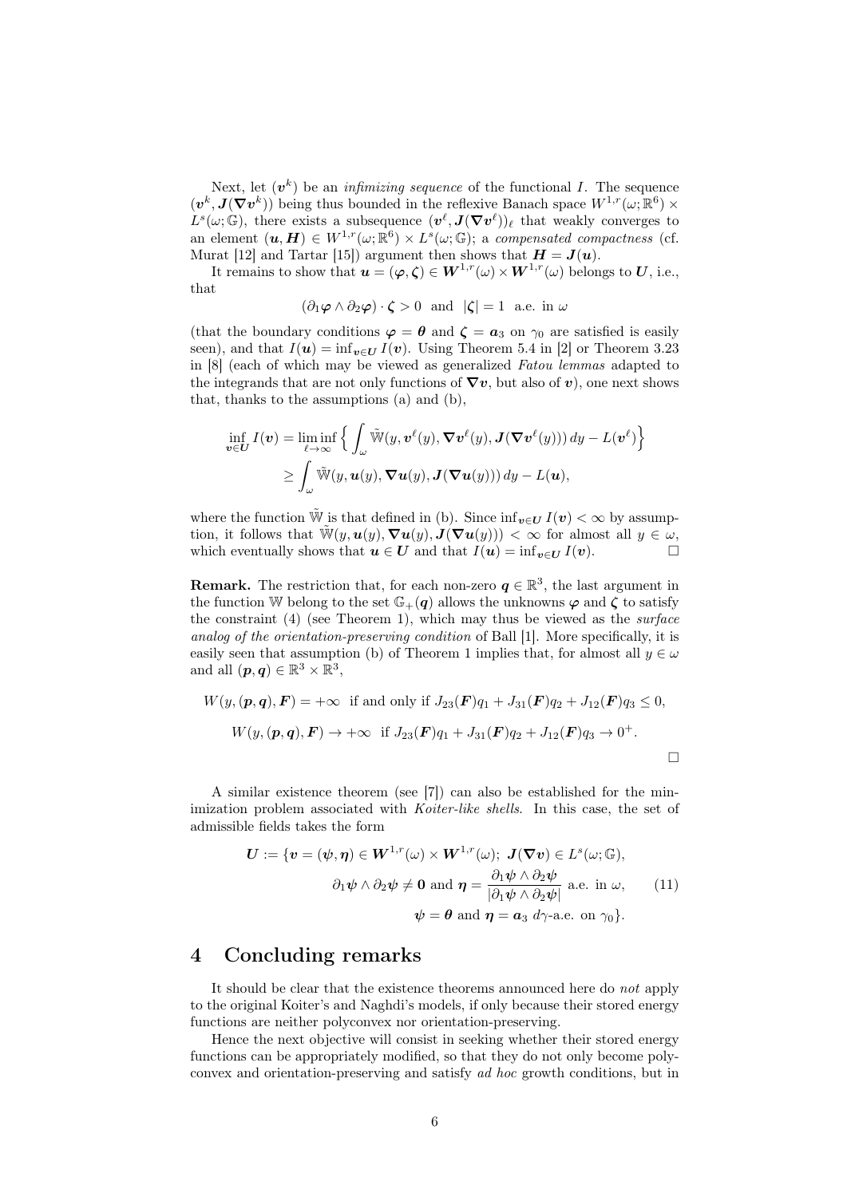Next, let $(\boldsymbol{v}^k)$ be an *infimizing sequence* of the functional $I$. The sequence $(\boldsymbol{v}^k, \boldsymbol{J}(\boldsymbol{\nabla v}^k))$ being thus bounded in the reflexive Banach space $W^{1,r}(\omega;\mathbb{R}^6) \times L^s(\omega;\mathbb{G})$, there exists a subsequence $(\boldsymbol{v}^\ell, \boldsymbol{J}(\boldsymbol{\nabla v}^\ell))_\ell$ that weakly converges to an element $(\boldsymbol{u}, \boldsymbol{H}) \in W^{1,r}(\omega;\mathbb{R}^6) \times L^s(\omega;\mathbb{G})$; a *compensated compactness* (cf. Murat [12] and Tartar [15]) argument then shows that $\boldsymbol{H} = \boldsymbol{J}(\boldsymbol{u})$.

It remains to show that $\boldsymbol{u} = (\boldsymbol{\varphi}, \boldsymbol{\zeta}) \in \boldsymbol{W}^{1,r}(\omega) \times \boldsymbol{W}^{1,r}(\omega)$ belongs to $\boldsymbol{U}$, i.e., that

$$(\partial_1 \boldsymbol{\varphi} \wedge \partial_2 \boldsymbol{\varphi}) \cdot \boldsymbol{\zeta} > 0 \text{ and } |\boldsymbol{\zeta}| = 1 \text{ a.e. in } \omega$$

(that the boundary conditions $\boldsymbol{\varphi} = \boldsymbol{\theta}$ and $\boldsymbol{\zeta} = \boldsymbol{a}_3$ on $\gamma_0$ are satisfied is easily seen), and that $I(\boldsymbol{u}) = \inf_{\boldsymbol{v}\in\boldsymbol{U}} I(\boldsymbol{v})$. Using Theorem 5.4 in [2] or Theorem 3.23 in [8] (each of which may be viewed as generalized *Fatou lemmas* adapted to the integrands that are not only functions of $\boldsymbol{\nabla v}$, but also of $\boldsymbol{v}$), one next shows that, thanks to the assumptions (a) and (b),

$$\begin{aligned}
\inf_{\boldsymbol{v}\in\boldsymbol{U}} I(\boldsymbol{v}) &= \liminf_{\ell\to\infty} \Big\{ \int_\omega \tilde{\mathbb{W}}(y, \boldsymbol{v}^\ell(y), \boldsymbol{\nabla v}^\ell(y), \boldsymbol{J}(\boldsymbol{\nabla v}^\ell(y)))\, dy - L(\boldsymbol{v}^\ell) \Big\} \\
&\geq \int_\omega \tilde{\mathbb{W}}(y, \boldsymbol{u}(y), \boldsymbol{\nabla u}(y), \boldsymbol{J}(\boldsymbol{\nabla u}(y)))\, dy - L(\boldsymbol{u}),
\end{aligned}$$

where the function $\tilde{\mathbb{W}}$ is that defined in (b). Since $\inf_{\boldsymbol{v}\in\boldsymbol{U}} I(\boldsymbol{v}) < \infty$ by assumption, it follows that $\tilde{\mathbb{W}}(y, \boldsymbol{u}(y), \boldsymbol{\nabla u}(y), \boldsymbol{J}(\boldsymbol{\nabla u}(y))) < \infty$ for almost all $y \in \omega$, which eventually shows that $\boldsymbol{u} \in \boldsymbol{U}$ and that $I(\boldsymbol{u}) = \inf_{\boldsymbol{v}\in\boldsymbol{U}} I(\boldsymbol{v})$. □

**Remark.** The restriction that, for each non-zero $\boldsymbol{q} \in \mathbb{R}^3$, the last argument in the function $\mathbb{W}$ belong to the set $\mathbb{G}_+(\boldsymbol{q})$ allows the unknowns $\boldsymbol{\varphi}$ and $\boldsymbol{\zeta}$ to satisfy the constraint (4) (see Theorem 1), which may thus be viewed as the *surface analog of the orientation-preserving condition* of Ball [1]. More specifically, it is easily seen that assumption (b) of Theorem 1 implies that, for almost all $y \in \omega$ and all $(\boldsymbol{p}, \boldsymbol{q}) \in \mathbb{R}^3 \times \mathbb{R}^3$,

$$W(y, (\boldsymbol{p}, \boldsymbol{q}), \boldsymbol{F}) = +\infty \text{ if and only if } J_{23}(\boldsymbol{F})q_1 + J_{31}(\boldsymbol{F})q_2 + J_{12}(\boldsymbol{F})q_3 \leq 0,$$

$$W(y, (\boldsymbol{p}, \boldsymbol{q}), \boldsymbol{F}) \to +\infty \text{ if } J_{23}(\boldsymbol{F})q_1 + J_{31}(\boldsymbol{F})q_2 + J_{12}(\boldsymbol{F})q_3 \to 0^+.$$

□

A similar existence theorem (see [7]) can also be established for the minimization problem associated with *Koiter-like shells*. In this case, the set of admissible fields takes the form

$$\begin{aligned}
\boldsymbol{U} := \{\boldsymbol{v} = (\boldsymbol{\psi}, \boldsymbol{\eta}) \in \boldsymbol{W}^{1,r}(\omega) \times \boldsymbol{W}^{1,r}(\omega);\ &\boldsymbol{J}(\boldsymbol{\nabla v}) \in L^s(\omega;\mathbb{G}), \\
\partial_1\boldsymbol{\psi} \wedge \partial_2\boldsymbol{\psi} \neq \boldsymbol{0} \text{ and } &\boldsymbol{\eta} = \frac{\partial_1\boldsymbol{\psi} \wedge \partial_2\boldsymbol{\psi}}{|\partial_1\boldsymbol{\psi} \wedge \partial_2\boldsymbol{\psi}|} \text{ a.e. in } \omega, \\
&\boldsymbol{\psi} = \boldsymbol{\theta} \text{ and } \boldsymbol{\eta} = \boldsymbol{a}_3\ d\gamma\text{-a.e. on } \gamma_0\}.
\end{aligned} \tag{11}$$

## 4 Concluding remarks

It should be clear that the existence theorems announced here do *not* apply to the original Koiter's and Naghdi's models, if only because their stored energy functions are neither polyconvex nor orientation-preserving.

Hence the next objective will consist in seeking whether their stored energy functions can be appropriately modified, so that they do not only become polyconvex and orientation-preserving and satisfy *ad hoc* growth conditions, but in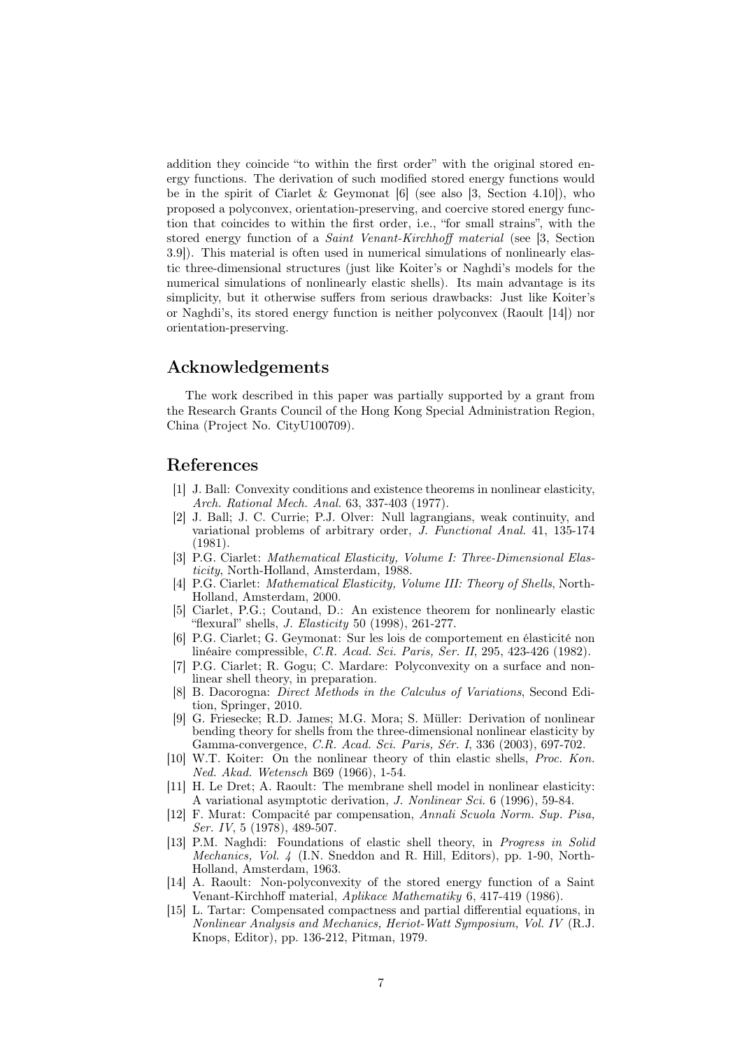addition they coincide "to within the first order" with the original stored energy functions. The derivation of such modified stored energy functions would be in the spirit of Ciarlet & Geymonat [6] (see also [3, Section 4.10]), who proposed a polyconvex, orientation-preserving, and coercive stored energy function that coincides to within the first order, i.e., "for small strains", with the stored energy function of a *Saint Venant-Kirchhoff material* (see [3, Section 3.9]). This material is often used in numerical simulations of nonlinearly elastic three-dimensional structures (just like Koiter's or Naghdi's models for the numerical simulations of nonlinearly elastic shells). Its main advantage is its simplicity, but it otherwise suffers from serious drawbacks: Just like Koiter's or Naghdi's, its stored energy function is neither polyconvex (Raoult [14]) nor orientation-preserving.

## Acknowledgements

The work described in this paper was partially supported by a grant from the Research Grants Council of the Hong Kong Special Administration Region, China (Project No. CityU100709).

## References

[1] J. Ball: Convexity conditions and existence theorems in nonlinear elasticity, *Arch. Rational Mech. Anal.* 63, 337-403 (1977).

[2] J. Ball; J. C. Currie; P.J. Olver: Null lagrangians, weak continuity, and variational problems of arbitrary order, *J. Functional Anal.* 41, 135-174 (1981).

[3] P.G. Ciarlet: *Mathematical Elasticity, Volume I: Three-Dimensional Elasticity*, North-Holland, Amsterdam, 1988.

[4] P.G. Ciarlet: *Mathematical Elasticity, Volume III: Theory of Shells*, North-Holland, Amsterdam, 2000.

[5] Ciarlet, P.G.; Coutand, D.: An existence theorem for nonlinearly elastic "flexural" shells, *J. Elasticity* 50 (1998), 261-277.

[6] P.G. Ciarlet; G. Geymonat: Sur les lois de comportement en élasticité non linéaire compressible, *C.R. Acad. Sci. Paris, Ser. II*, 295, 423-426 (1982).

[7] P.G. Ciarlet; R. Gogu; C. Mardare: Polyconvexity on a surface and nonlinear shell theory, in preparation.

[8] B. Dacorogna: *Direct Methods in the Calculus of Variations*, Second Edition, Springer, 2010.

[9] G. Friesecke; R.D. James; M.G. Mora; S. Müller: Derivation of nonlinear bending theory for shells from the three-dimensional nonlinear elasticity by Gamma-convergence, *C.R. Acad. Sci. Paris, Sér. I*, 336 (2003), 697-702.

[10] W.T. Koiter: On the nonlinear theory of thin elastic shells, *Proc. Kon. Ned. Akad. Wetensch* B69 (1966), 1-54.

[11] H. Le Dret; A. Raoult: The membrane shell model in nonlinear elasticity: A variational asymptotic derivation, *J. Nonlinear Sci.* 6 (1996), 59-84.

[12] F. Murat: Compacité par compensation, *Annali Scuola Norm. Sup. Pisa, Ser. IV*, 5 (1978), 489-507.

[13] P.M. Naghdi: Foundations of elastic shell theory, in *Progress in Solid Mechanics, Vol. 4* (I.N. Sneddon and R. Hill, Editors), pp. 1-90, North-Holland, Amsterdam, 1963.

[14] A. Raoult: Non-polyconvexity of the stored energy function of a Saint Venant-Kirchhoff material, *Aplikace Mathematiky* 6, 417-419 (1986).

[15] L. Tartar: Compensated compactness and partial differential equations, in *Nonlinear Analysis and Mechanics, Heriot-Watt Symposium, Vol. IV* (R.J. Knops, Editor), pp. 136-212, Pitman, 1979.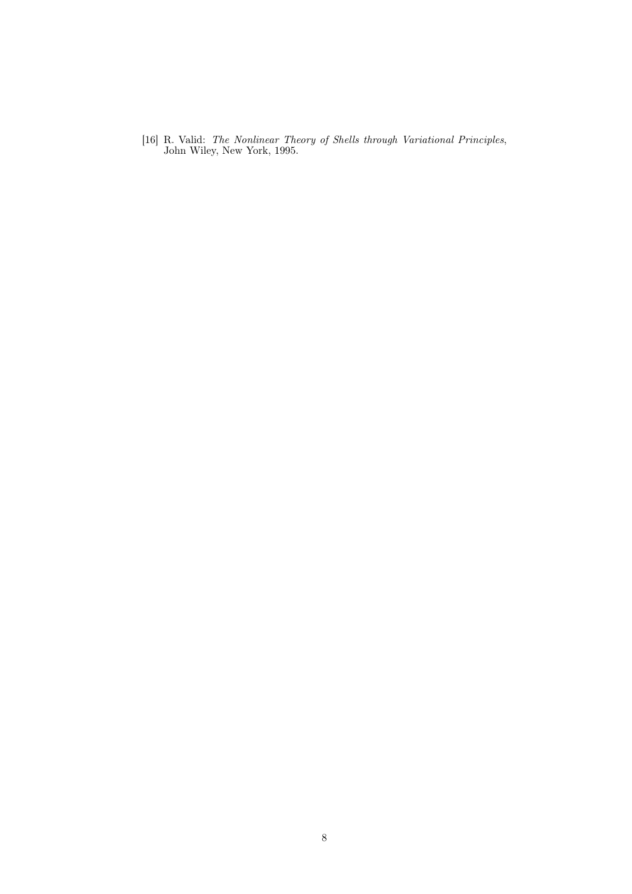[16] R. Valid: *The Nonlinear Theory of Shells through Variational Principles*, John Wiley, New York, 1995.